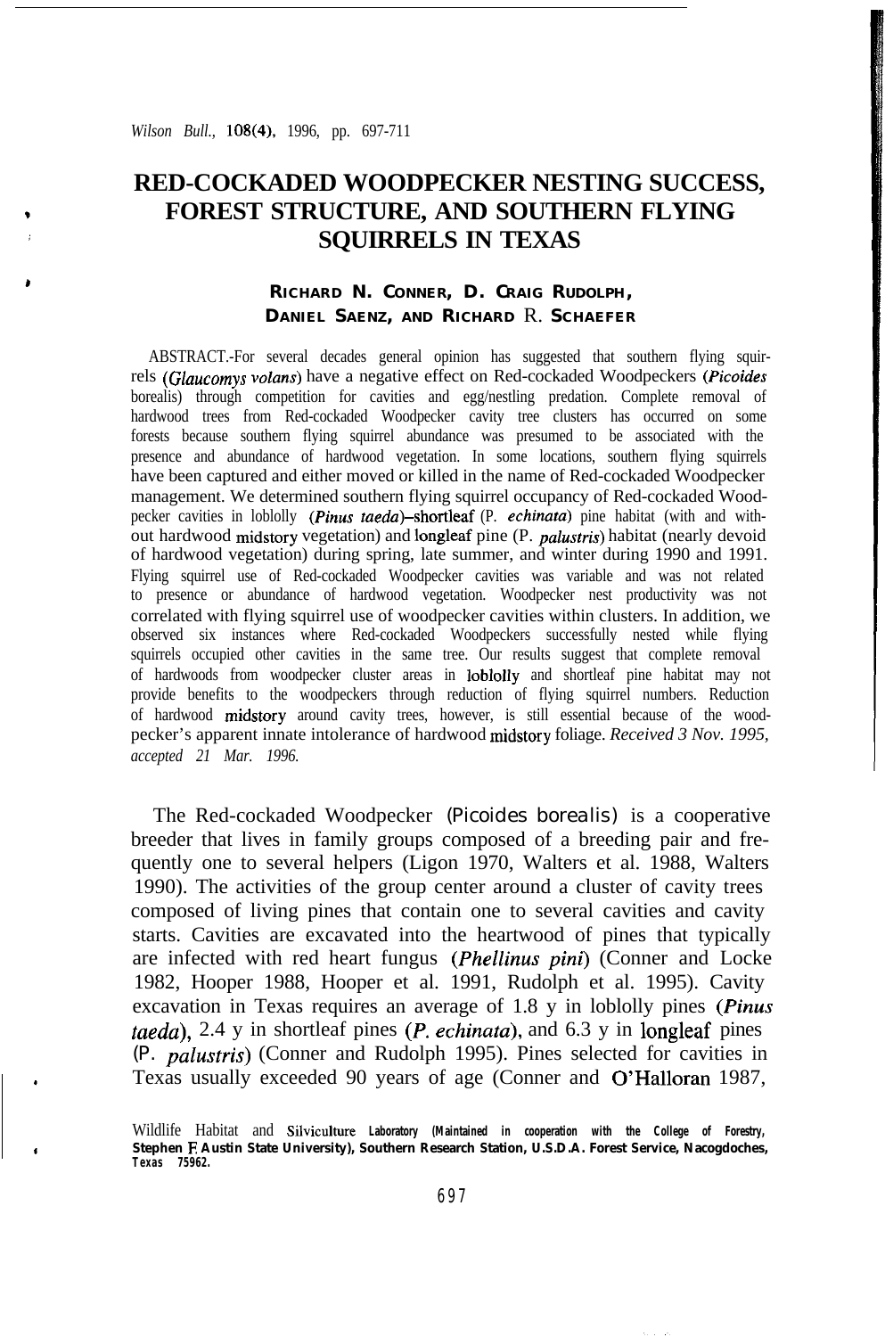# RED-COCKADED WOODPECKER NESTING SUCCESS, FOREST STRUCTURE, AND SOUTHERN FLYING SQUIRRELS IN TEXAS

**RICHARD N. CONNER, D. CRAIG RUDOLPH, DANIEL SAENZ, AND RICHARD R. SCHAEFER**

ABSTRACT.-For several decades general opinion has suggested that southern flying squirrels (*Glaucomys volans*) have a negative effect on Red-cockaded Woodpeckers (*Picoides borealis*) through competition for cavities and egg/nestling predation. Complete removal of hardwood trees from Red-cockaded Woodpecker cavity tree clusters has occurred on some forests because southern flying squirrel abundance was presumed to be associated with the presence and abundance of hardwood vegetation. In some locations, southern flying squirrels have been captured and either moved or killed in the name of Red-cockaded Woodpecker management. We determined southern flying squirrel occupancy of Red-cockaded Woodpecker cavities in loblolly (*Pinus taeda*)-shortleaf (*P. echinata*) pine habitat (with and without hardwood midstory vegetation) and longleaf pine (*P. palustris*) habitat (nearly devoid of hardwood vegetation) during spring, late summer, and winter during 1990 and 1991. Flying squirrel use of Red-cockaded Woodpecker cavities was variable and was not related to presence or abundance of hardwood vegetation. Woodpecker nest productivity was not correlated with flying squirrel use of woodpecker cavities within clusters. In addition, we observed six instances where Red-cockaded Woodpeckers successfully nested while flying squirrels occupied other cavities in the same tree. Our results suggest that complete removal of hardwoods from woodpecker cluster areas in loblolly and shortleaf pine habitat may not provide benefits to the woodpeckers through reduction of flying squirrel numbers. Reduction of hardwood midstory around cavity trees, however, is still essential because of the woodpecker's apparent innate intolerance of hardwood midstory foliage. *Received 3 Nov. 1995, accepted 21 Mar. 1996.*

The Red-cockaded Woodpecker (*Picoides borealis*) is a cooperative breeder that lives in family groups composed of a breeding pair and frequently one to several helpers (Ligon 1970, Walters et al. 1988, Walters 1990). The activities of the group center around a cluster of cavity trees composed of living pines that contain one to several cavities and cavity starts. Cavities are excavated into the heartwood of pines that typically are infected with red heart fungus (*Phellinus pini*) (Conner and Locke 1982, Hooper 1988, Hooper et al. 1991, Rudolph et al. 1995). Cavity excavation in Texas requires an average of 1.8 y in loblolly pines (*Pinus taeda*), 2.4 y in shortleaf pines (*P. echinata*), and 6.3 y in longleaf pines (*P. palustris*) (Conner and Rudolph 1995). Pines selected for cavities in Texas usually exceeded 90 years of age (Conner and O'Halloran 1987,

Wildlife Habitat and Silviculture Laboratory (Maintained in cooperation with the College of Forestry, Stephen F. Austin State University), Southern Research Station, U.S.D.A. Forest Service, Nacogdoches, Texas 75962.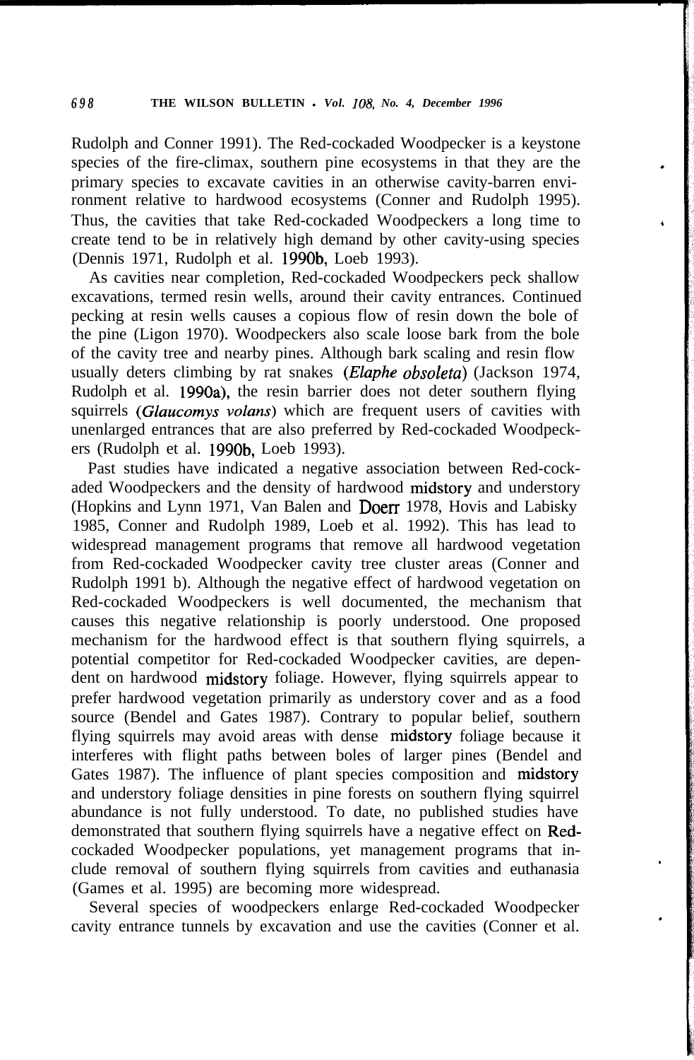Rudolph and Conner 1991). The Red-cockaded Woodpecker is a keystone species of the fire-climax, southern pine ecosystems in that they are the primary species to excavate cavities in an otherwise cavity-barren environment relative to hardwood ecosystems (Conner and Rudolph 1995). Thus, the cavities that take Red-cockaded Woodpeckers a long time to create tend to be in relatively high demand by other cavity-using species (Dennis 1971, Rudolph et al. 1990b, Loeb 1993).

As cavities near completion, Red-cockaded Woodpeckers peck shallow excavations, termed resin wells, around their cavity entrances. Continued pecking at resin wells causes a copious flow of resin down the bole of the pine (Ligon 1970). Woodpeckers also scale loose bark from the bole of the cavity tree and nearby pines. Although bark scaling and resin flow usually deters climbing by rat snakes (*Elaphe obsoleta*) (Jackson 1974, Rudolph et al. 1990a), the resin barrier does not deter southern flying squirrels (*Glaucomys volans*) which are frequent users of cavities with unenlarged entrances that are also preferred by Red-cockaded Woodpeckers (Rudolph et al. 1990b, Loeb 1993).

Past studies have indicated a negative association between Red-cockaded Woodpeckers and the density of hardwood midstory and understory (Hopkins and Lynn 1971, Van Balen and Doerr 1978, Hovis and Labisky 1985, Conner and Rudolph 1989, Loeb et al. 1992). This has lead to widespread management programs that remove all hardwood vegetation from Red-cockaded Woodpecker cavity tree cluster areas (Conner and Rudolph 1991 b). Although the negative effect of hardwood vegetation on Red-cockaded Woodpeckers is well documented, the mechanism that causes this negative relationship is poorly understood. One proposed mechanism for the hardwood effect is that southern flying squirrels, a potential competitor for Red-cockaded Woodpecker cavities, are dependent on hardwood midstory foliage. However, flying squirrels appear to prefer hardwood vegetation primarily as understory cover and as a food source (Bendel and Gates 1987). Contrary to popular belief, southern flying squirrels may avoid areas with dense midstory foliage because it interferes with flight paths between boles of larger pines (Bendel and Gates 1987). The influence of plant species composition and midstory and understory foliage densities in pine forests on southern flying squirrel abundance is not fully understood. To date, no published studies have demonstrated that southern flying squirrels have a negative effect on Red-cockaded Woodpecker populations, yet management programs that include removal of southern flying squirrels from cavities and euthanasia (Games et al. 1995) are becoming more widespread.

Several species of woodpeckers enlarge Red-cockaded Woodpecker cavity entrance tunnels by excavation and use the cavities (Conner et al.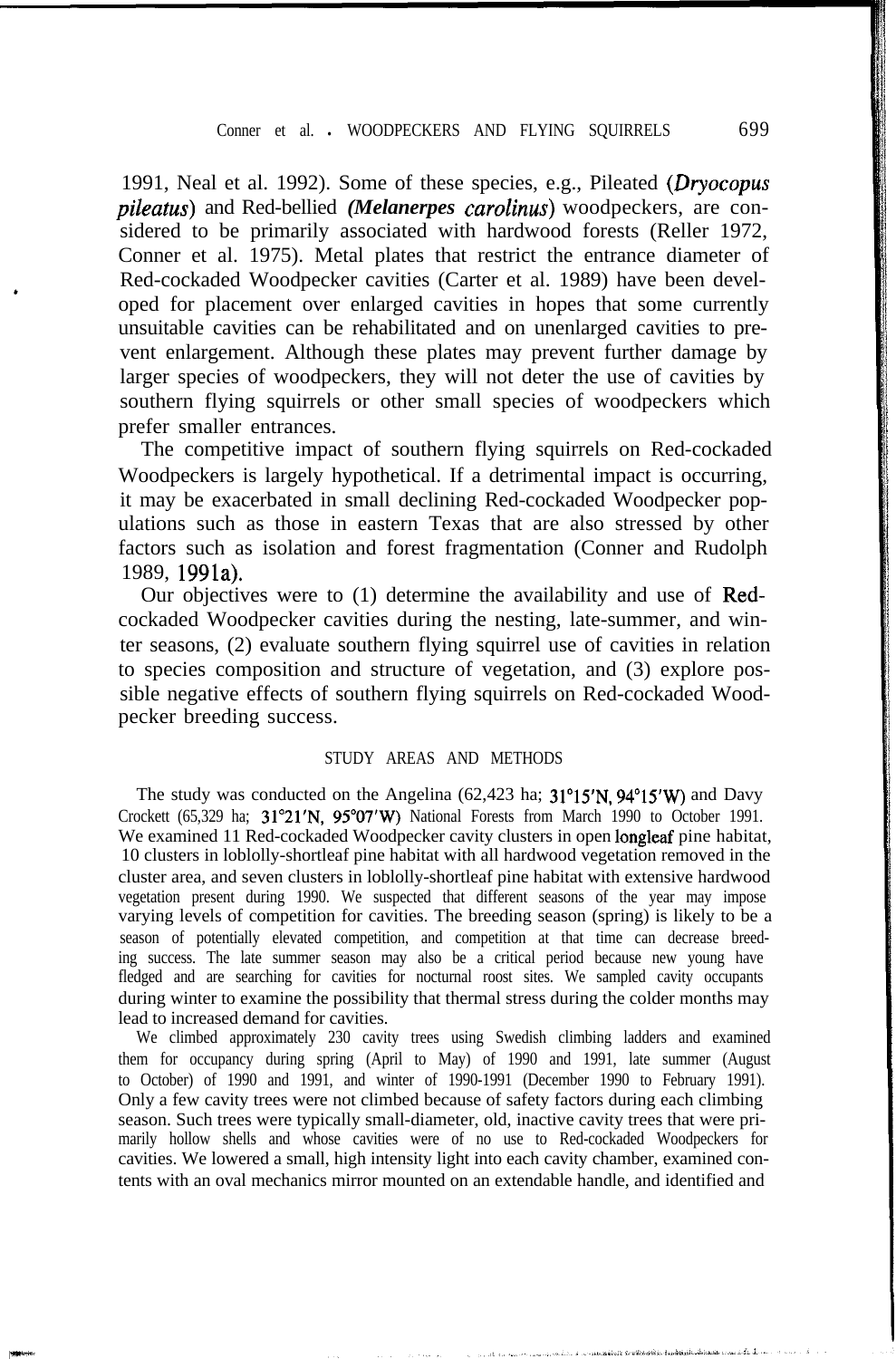1991, Neal et al. 1992). Some of these species, e.g., Pileated (*Dryocopus pileatus*) and Red-bellied (*Melanerpes carolinus*) woodpeckers, are considered to be primarily associated with hardwood forests (Reller 1972, Conner et al. 1975). Metal plates that restrict the entrance diameter of Red-cockaded Woodpecker cavities (Carter et al. 1989) have been developed for placement over enlarged cavities in hopes that some currently unsuitable cavities can be rehabilitated and on unenlarged cavities to prevent enlargement. Although these plates may prevent further damage by larger species of woodpeckers, they will not deter the use of cavities by southern flying squirrels or other small species of woodpeckers which prefer smaller entrances.

The competitive impact of southern flying squirrels on Red-cockaded Woodpeckers is largely hypothetical. If a detrimental impact is occurring, it may be exacerbated in small declining Red-cockaded Woodpecker populations such as those in eastern Texas that are also stressed by other factors such as isolation and forest fragmentation (Conner and Rudolph 1989, 1991a).

Our objectives were to (1) determine the availability and use of Red-cockaded Woodpecker cavities during the nesting, late-summer, and winter seasons, (2) evaluate southern flying squirrel use of cavities in relation to species composition and structure of vegetation, and (3) explore possible negative effects of southern flying squirrels on Red-cockaded Woodpecker breeding success.

## STUDY AREAS AND METHODS

The study was conducted on the Angelina (62,423 ha; 31°15′N, 94°15′W) and Davy Crockett (65,329 ha; 31°21′N, 95°07′W) National Forests from March 1990 to October 1991. We examined 11 Red-cockaded Woodpecker cavity clusters in open longleaf pine habitat, 10 clusters in loblolly-shortleaf pine habitat with all hardwood vegetation removed in the cluster area, and seven clusters in loblolly-shortleaf pine habitat with extensive hardwood vegetation present during 1990. We suspected that different seasons of the year may impose varying levels of competition for cavities. The breeding season (spring) is likely to be a season of potentially elevated competition, and competition at that time can decrease breeding success. The late summer season may also be a critical period because new young have fledged and are searching for cavities for nocturnal roost sites. We sampled cavity occupants during winter to examine the possibility that thermal stress during the colder months may lead to increased demand for cavities.

We climbed approximately 230 cavity trees using Swedish climbing ladders and examined them for occupancy during spring (April to May) of 1990 and 1991, late summer (August to October) of 1990 and 1991, and winter of 1990-1991 (December 1990 to February 1991). Only a few cavity trees were not climbed because of safety factors during each climbing season. Such trees were typically small-diameter, old, inactive cavity trees that were primarily hollow shells and whose cavities were of no use to Red-cockaded Woodpeckers for cavities. We lowered a small, high intensity light into each cavity chamber, examined contents with an oval mechanics mirror mounted on an extendable handle, and identified and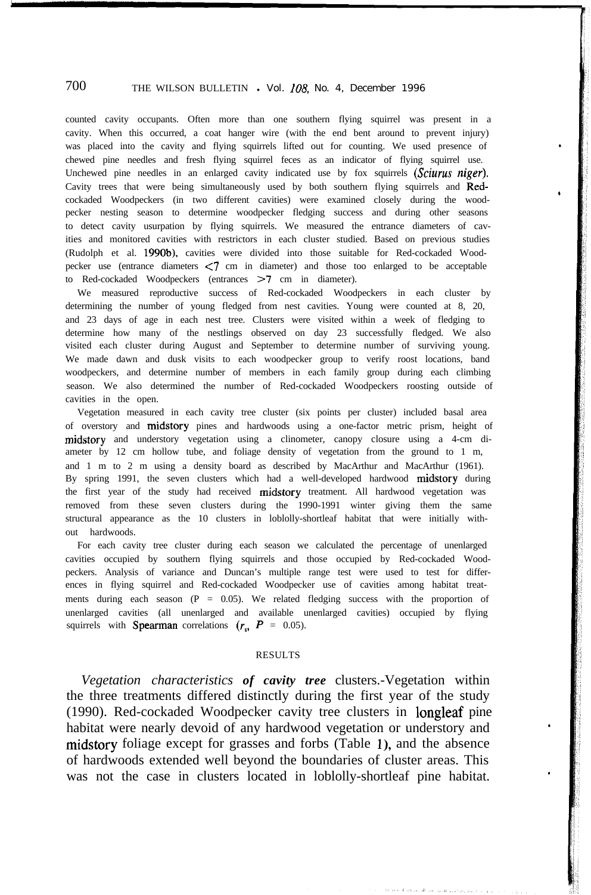counted cavity occupants. Often more than one southern flying squirrel was present in a cavity. When this occurred, a coat hanger wire (with the end bent around to prevent injury) was placed into the cavity and flying squirrels lifted out for counting. We used presence of chewed pine needles and fresh flying squirrel feces as an indicator of flying squirrel use. Unchewed pine needles in an enlarged cavity indicated use by fox squirrels (*Sciurus niger*). Cavity trees that were being simultaneously used by both southern flying squirrels and Red-cockaded Woodpeckers (in two different cavities) were examined closely during the wood-pecker nesting season to determine woodpecker fledging success and during other seasons to detect cavity usurpation by flying squirrels. We measured the entrance diameters of cavities and monitored cavities with restrictors in each cluster studied. Based on previous studies (Rudolph et al. 1990b), cavities were divided into those suitable for Red-cockaded Woodpecker use (entrance diameters <7 cm in diameter) and those too enlarged to be acceptable to Red-cockaded Woodpeckers (entrances >7 cm in diameter).

We measured reproductive success of Red-cockaded Woodpeckers in each cluster by determining the number of young fledged from nest cavities. Young were counted at 8, 20, and 23 days of age in each nest tree. Clusters were visited within a week of fledging to determine how many of the nestlings observed on day 23 successfully fledged. We also visited each cluster during August and September to determine number of surviving young. We made dawn and dusk visits to each woodpecker group to verify roost locations, band woodpeckers, and determine number of members in each family group during each climbing season. We also determined the number of Red-cockaded Woodpeckers roosting outside of cavities in the open.

Vegetation measured in each cavity tree cluster (six points per cluster) included basal area of overstory and midstory pines and hardwoods using a one-factor metric prism, height of midstory and understory vegetation using a clinometer, canopy closure using a 4-cm diameter by 12 cm hollow tube, and foliage density of vegetation from the ground to 1 m, and 1 m to 2 m using a density board as described by MacArthur and MacArthur (1961). By spring 1991, the seven clusters which had a well-developed hardwood midstory during the first year of the study had received midstory treatment. All hardwood vegetation was removed from these seven clusters during the 1990-1991 winter giving them the same structural appearance as the 10 clusters in loblolly-shortleaf habitat that were initially without hardwoods.

For each cavity tree cluster during each season we calculated the percentage of unenlarged cavities occupied by southern flying squirrels and those occupied by Red-cockaded Woodpeckers. Analysis of variance and Duncan's multiple range test were used to test for differences in flying squirrel and Red-cockaded Woodpecker use of cavities among habitat treatments during each season ($P = 0.05$). We related fledging success with the proportion of unenlarged cavities (all unenlarged and available unenlarged cavities) occupied by flying squirrels with Spearman correlations ($r_s$, $P = 0.05$).

## RESULTS

*Vegetation characteristics of cavity tree clusters.*—Vegetation within the three treatments differed distinctly during the first year of the study (1990). Red-cockaded Woodpecker cavity tree clusters in longleaf pine habitat were nearly devoid of any hardwood vegetation or understory and midstory foliage except for grasses and forbs (Table 1), and the absence of hardwoods extended well beyond the boundaries of cluster areas. This was not the case in clusters located in loblolly-shortleaf pine habitat.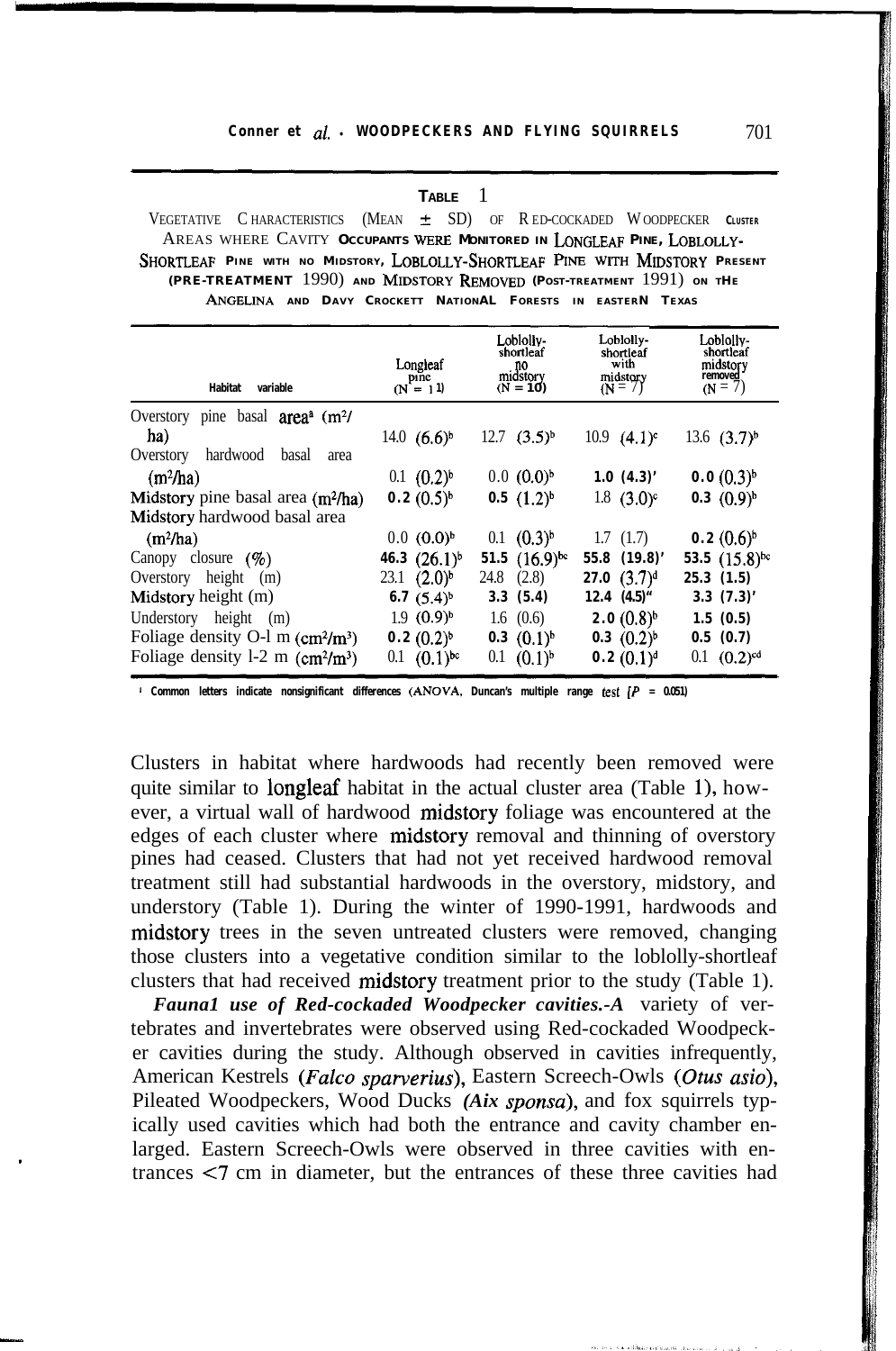**TABLE 1**

VEGETATIVE CHARACTERISTICS (MEAN ± SD) OF RED-COCKADED WOODPECKER CLUSTER AREAS WHERE CAVITY OCCUPANTS WERE MONITORED IN LONGLEAF PINE, LOBLOLLY-SHORTLEAF PINE WITH NO MIDSTORY, LOBLOLLY-SHORTLEAF PINE WITH MIDSTORY PRESENT (PRE-TREATMENT 1990) AND MIDSTORY REMOVED (POST-TREATMENT 1991) ON THE ANGELINA AND DAVY CROCKETT NATIONAL FORESTS IN EASTERN TEXAS

| Habitat variable | Longleaf pine (N = 11) | Loblolly-shortleaf no midstory (N = 10) | Loblolly-shortleaf with midstory (N = 7) | Loblolly-shortleaf midstory removed (N = 7) |
|---|---|---|---|---|
| Overstory pine basal area[a] ($m^2$/ha) | 14.0 (6.6)[b] | 12.7 (3.5)[b] | 10.9 (4.1)[c] | 13.6 (3.7)[b] |
| Overstory hardwood basal area ($m^2$/ha) | 0.1 (0.2)[b] | 0.0 (0.0)[b] | 1.0 (4.3)[c] | 0.0 (0.3)[b] |
| Midstory pine basal area ($m^2$/ha) | 0.2 (0.5)[b] | 0.5 (1.2)[b] | 1.8 (3.0)[c] | 0.3 (0.9)[b] |
| Midstory hardwood basal area ($m^2$/ha) | 0.0 (0.0)[b] | 0.1 (0.3)[b] | 1.7 (1.7) | 0.2 (0.6)[b] |
| Canopy closure (%) | 46.3 (26.1)[b] | 51.5 (16.9)[bc] | 55.8 (19.8)[c] | 53.5 (15.8)[bc] |
| Overstory height (m) | 23.1 (2.0)[b] | 24.8 (2.8) | 27.0 (3.7)[d] | 25.3 (1.5) |
| Midstory height (m) | 6.7 (5.4)[b] | 3.3 (5.4) | 12.4 (4.5)[c] | 3.3 (7.3)[c] |
| Understory height (m) | 1.9 (0.9)[b] | 1.6 (0.6) | 2.0 (0.8)[b] | 1.5 (0.5) |
| Foliage density 0-1 m ($cm^2/m^3$) | 0.2 (0.2)[b] | 0.3 (0.1)[b] | 0.3 (0.2)[b] | 0.5 (0.7) |
| Foliage density 1-2 m ($cm^2/m^3$) | 0.1 (0.1)[bc] | 0.1 (0.1)[b] | 0.2 (0.1)[d] | 0.1 (0.2)[cd] |

[a] Common letters indicate nonsignificant differences (ANOVA, Duncan's multiple range test [$P = 0.05$])

Clusters in habitat where hardwoods had recently been removed were quite similar to longleaf habitat in the actual cluster area (Table 1), however, a virtual wall of hardwood midstory foliage was encountered at the edges of each cluster where midstory removal and thinning of overstory pines had ceased. Clusters that had not yet received hardwood removal treatment still had substantial hardwoods in the overstory, midstory, and understory (Table 1). During the winter of 1990-1991, hardwoods and midstory trees in the seven untreated clusters were removed, changing those clusters into a vegetative condition similar to the loblolly-shortleaf clusters that had received midstory treatment prior to the study (Table 1).

***Faunal use of Red-cockaded Woodpecker cavities.***—A variety of vertebrates and invertebrates were observed using Red-cockaded Woodpecker cavities during the study. Although observed in cavities infrequently, American Kestrels (*Falco sparverius*), Eastern Screech-Owls (*Otus asio*), Pileated Woodpeckers, Wood Ducks (*Aix sponsa*), and fox squirrels typically used cavities which had both the entrance and cavity chamber enlarged. Eastern Screech-Owls were observed in three cavities with entrances <7 cm in diameter, but the entrances of these three cavities had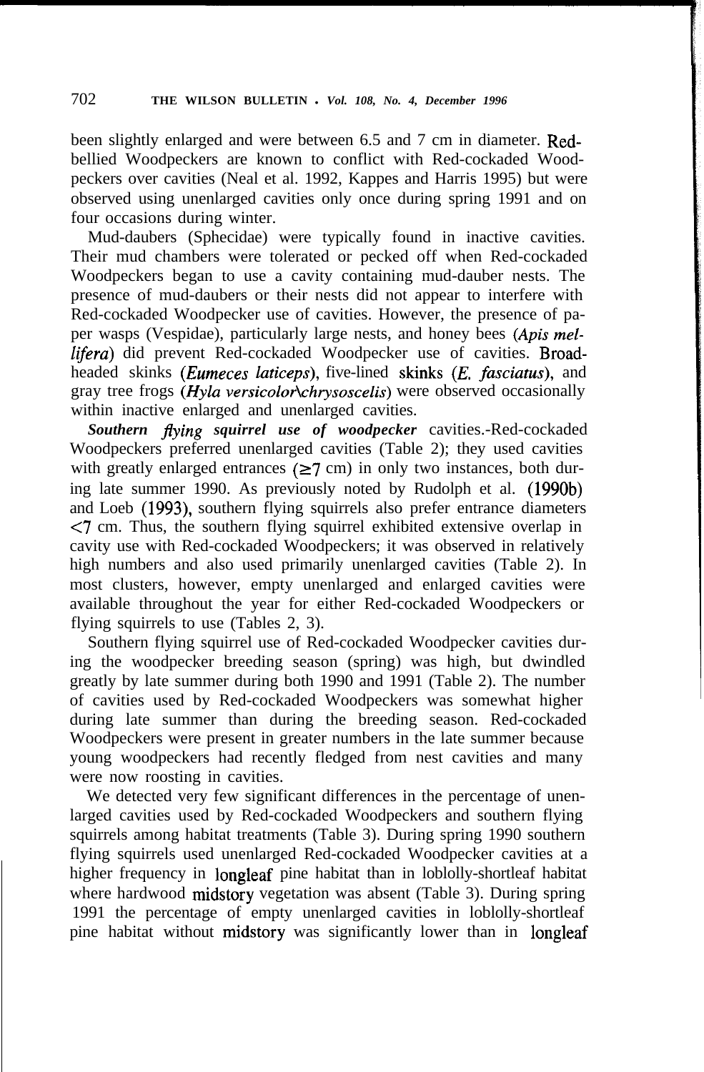been slightly enlarged and were between 6.5 and 7 cm in diameter. Red-bellied Woodpeckers are known to conflict with Red-cockaded Woodpeckers over cavities (Neal et al. 1992, Kappes and Harris 1995) but were observed using unenlarged cavities only once during spring 1991 and on four occasions during winter.

Mud-daubers (Sphecidae) were typically found in inactive cavities. Their mud chambers were tolerated or pecked off when Red-cockaded Woodpeckers began to use a cavity containing mud-dauber nests. The presence of mud-daubers or their nests did not appear to interfere with Red-cockaded Woodpecker use of cavities. However, the presence of paper wasps (Vespidae), particularly large nests, and honey bees (*Apis mellifera*) did prevent Red-cockaded Woodpecker use of cavities. Broad-headed skinks (*Eumeces laticeps*), five-lined skinks (*E. fasciatus*), and gray tree frogs (*Hyla versicolor\chrysoscelis*) were observed occasionally within inactive enlarged and unenlarged cavities.

***Southern flying squirrel use of woodpecker*** cavities.-Red-cockaded Woodpeckers preferred unenlarged cavities (Table 2); they used cavities with greatly enlarged entrances ($\geq 7$ cm) in only two instances, both during late summer 1990. As previously noted by Rudolph et al. (1990b) and Loeb (1993), southern flying squirrels also prefer entrance diameters $<7$ cm. Thus, the southern flying squirrel exhibited extensive overlap in cavity use with Red-cockaded Woodpeckers; it was observed in relatively high numbers and also used primarily unenlarged cavities (Table 2). In most clusters, however, empty unenlarged and enlarged cavities were available throughout the year for either Red-cockaded Woodpeckers or flying squirrels to use (Tables 2, 3).

Southern flying squirrel use of Red-cockaded Woodpecker cavities during the woodpecker breeding season (spring) was high, but dwindled greatly by late summer during both 1990 and 1991 (Table 2). The number of cavities used by Red-cockaded Woodpeckers was somewhat higher during late summer than during the breeding season. Red-cockaded Woodpeckers were present in greater numbers in the late summer because young woodpeckers had recently fledged from nest cavities and many were now roosting in cavities.

We detected very few significant differences in the percentage of unenlarged cavities used by Red-cockaded Woodpeckers and southern flying squirrels among habitat treatments (Table 3). During spring 1990 southern flying squirrels used unenlarged Red-cockaded Woodpecker cavities at a higher frequency in longleaf pine habitat than in loblolly-shortleaf habitat where hardwood midstory vegetation was absent (Table 3). During spring 1991 the percentage of empty unenlarged cavities in loblolly-shortleaf pine habitat without midstory was significantly lower than in longleaf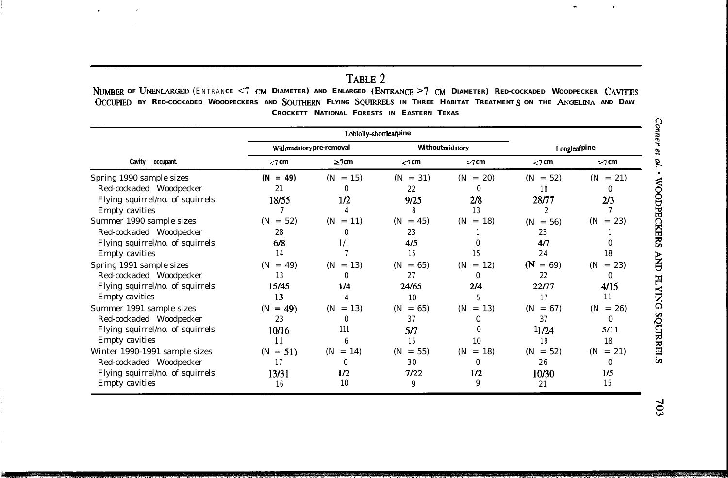TABLE 2

NUMBER OF UNENLARGED (ENTRANCE <7 CM DIAMETER) AND ENLARGED (ENTRANCE ≥7 CM DIAMETER) RED-COCKADED WOODPECKER CAVITIES OCCUPIED BY RED-COCKADED WOODPECKERS AND SOUTHERN FLYING SQUIRRELS IN THREE HABITAT TREATMENTS ON THE ANGELINA AND DAVY CROCKETT NATIONAL FORESTS IN EASTERN TEXAS

| Cavity occupant | Loblolly-shortleaf pine | | | | Longleaf pine | |
|---|---|---|---|---|---|---|
| | With midstory pre-removal | | Without midstory | | | |
| | <7 cm | ≥7 cm | <7 cm | ≥7 cm | <7 cm | ≥7 cm |
| Spring 1990 sample sizes | (N = 49) | (N = 15) | (N = 31) | (N = 20) | (N = 52) | (N = 21) |
| Red-cockaded Woodpecker | 21 | 0 | 22 | 0 | 18 | 0 |
| Flying squirrel/no. of squirrels | 18/55 | 1/2 | 9/25 | 2/8 | 28/77 | 2/3 |
| Empty cavities | 7 | 4 | 8 | 13 | 2 | 7 |
| Summer 1990 sample sizes | (N = 52) | (N = 11) | (N = 45) | (N = 18) | (N = 56) | (N = 23) |
| Red-cockaded Woodpecker | 28 | 0 | 23 | 1 | 23 | 1 |
| Flying squirrel/no. of squirrels | 6/8 | 1/1 | 4/5 | 0 | 4/7 | 0 |
| Empty cavities | 14 | 7 | 15 | 15 | 24 | 18 |
| Spring 1991 sample sizes | (N = 49) | (N = 13) | (N = 65) | (N = 12) | (N = 69) | (N = 23) |
| Red-cockaded Woodpecker | 13 | 0 | 27 | 0 | 22 | 0 |
| Flying squirrel/no. of squirrels | 15/45 | 1/4 | 24/65 | 2/4 | 22/77 | 4/15 |
| Empty cavities | 13 | 4 | 10 | 5 | 17 | 11 |
| Summer 1991 sample sizes | (N = 49) | (N = 13) | (N = 65) | (N = 13) | (N = 67) | (N = 26) |
| Red-cockaded Woodpecker | 23 | 0 | 37 | 0 | 37 | 0 |
| Flying squirrel/no. of squirrels | 10/16 | 1/1 | 5/7 | 0 | 11/24 | 5/11 |
| Empty cavities | 11 | 6 | 15 | 10 | 19 | 18 |
| Winter 1990-1991 sample sizes | (N = 51) | (N = 14) | (N = 55) | (N = 18) | (N = 52) | (N = 21) |
| Red-cockaded Woodpecker | 17 | 0 | 30 | 0 | 26 | 0 |
| Flying squirrel/no. of squirrels | 13/31 | 1/2 | 7/22 | 1/2 | 10/30 | 1/5 |
| Empty cavities | 16 | 10 | 9 | 9 | 21 | 15 |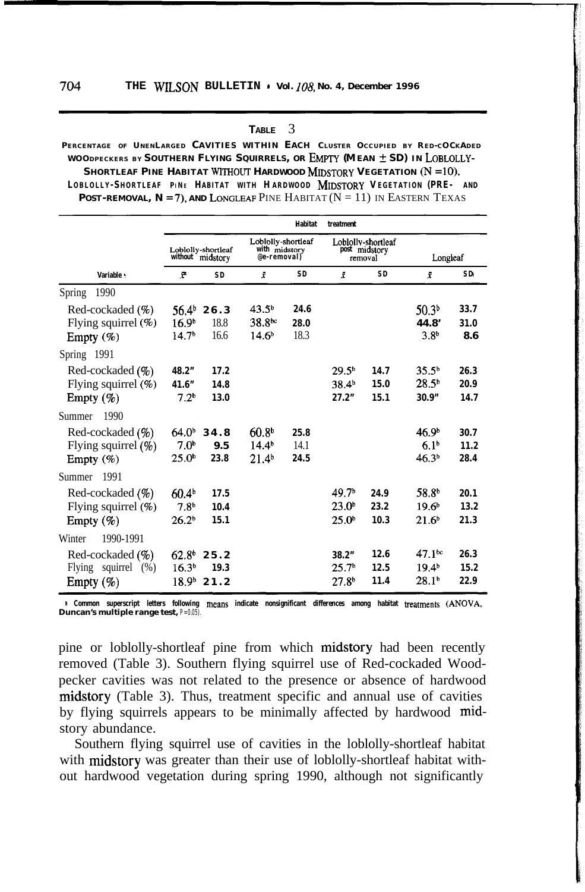TABLE 3

PERCENTAGE OF UNENLARGED CAVITIES WITHIN EACH CLUSTER OCCUPIED BY RED-COCKADED WOODPECKERS BY SOUTHERN FLYING SQUIRRELS, OR EMPTY (MEAN ± SD) IN LOBLOLLY-SHORTLEAF PINE HABITAT WITHOUT HARDWOOD MIDSTORY VEGETATION (N = 10), LOBLOLLY-SHORTLEAF PINE HABITAT WITH HARDWOOD MIDSTORY VEGETATION (PRE- AND POST-REMOVAL, N = 7), AND LONGLEAF PINE HABITAT (N = 11) IN EASTERN TEXAS

| | Habitat treatment | | | | | | | |
|---|---|---|---|---|---|---|---|---|
| | Loblolly-shortleaf without midstory | | Loblolly-shortleaf with midstory (pre-removal) | | Loblolly-shortleaf post midstory removal | | Longleaf | |
| Variable | $\bar{x}$[a] | SD | $\bar{x}$ | SD | $\bar{x}$ | SD | $\bar{x}$ | SD |
| Spring 1990 | | | | | | | | |
| Red-cockaded (%) | 56.4[b] | 26.3 | 43.5[b] | 24.6 | | | 50.3[b] | 33.7 |
| Flying squirrel (%) | 16.9[b] | 18.8 | 38.8[bc] | 28.0 | | | 44.8[c] | 31.0 |
| Empty (%) | 14.7[b] | 16.6 | 14.6[b] | 18.3 | | | 3.8[b] | 8.6 |
| Spring 1991 | | | | | | | | |
| Red-cockaded (%) | 48.2[b] | 17.2 | | | 29.5[b] | 14.7 | 35.5[b] | 26.3 |
| Flying squirrel (%) | 41.6[b] | 14.8 | | | 38.4[b] | 15.0 | 28.5[b] | 20.9 |
| Empty (%) | 7.2[b] | 13.0 | | | 27.2[c] | 15.1 | 30.9[c] | 14.7 |
| Summer 1990 | | | | | | | | |
| Red-cockaded (%) | 64.0[b] | 34.8 | 60.8[b] | 25.8 | | | 46.9[b] | 30.7 |
| Flying squirrel (%) | 7.0[b] | 9.5 | 14.4[b] | 14.1 | | | 6.1[b] | 11.2 |
| Empty (%) | 25.0[b] | 23.8 | 21.4[b] | 24.5 | | | 46.3[b] | 28.4 |
| Summer 1991 | | | | | | | | |
| Red-cockaded (%) | 60.4[b] | 17.5 | | | 49.7[b] | 24.9 | 58.8[b] | 20.1 |
| Flying squirrel (%) | 7.8[b] | 10.4 | | | 23.0[b] | 23.2 | 19.6[b] | 13.2 |
| Empty (%) | 26.2[b] | 15.1 | | | 25.0[b] | 10.3 | 21.6[b] | 21.3 |
| Winter 1990-1991 | | | | | | | | |
| Red-cockaded (%) | 62.8[b] | 25.2 | | | 38.2[c] | 12.6 | 47.1[bc] | 26.3 |
| Flying squirrel (%) | 16.3[b] | 19.3 | | | 25.7[b] | 12.5 | 19.4[b] | 15.2 |
| Empty (%) | 18.9[b] | 21.2 | | | 27.8[b] | 11.4 | 28.1[b] | 22.9 |

[a] Common superscript letters following means indicate nonsignificant differences among habitat treatments (ANOVA, Duncan's multiple range test, $P = 0.05$).

pine or loblolly-shortleaf pine from which midstory had been recently removed (Table 3). Southern flying squirrel use of Red-cockaded Woodpecker cavities was not related to the presence or absence of hardwood midstory (Table 3). Thus, treatment specific and annual use of cavities by flying squirrels appears to be minimally affected by hardwood midstory abundance.

Southern flying squirrel use of cavities in the loblolly-shortleaf habitat with midstory was greater than their use of loblolly-shortleaf habitat without hardwood vegetation during spring 1990, although not significantly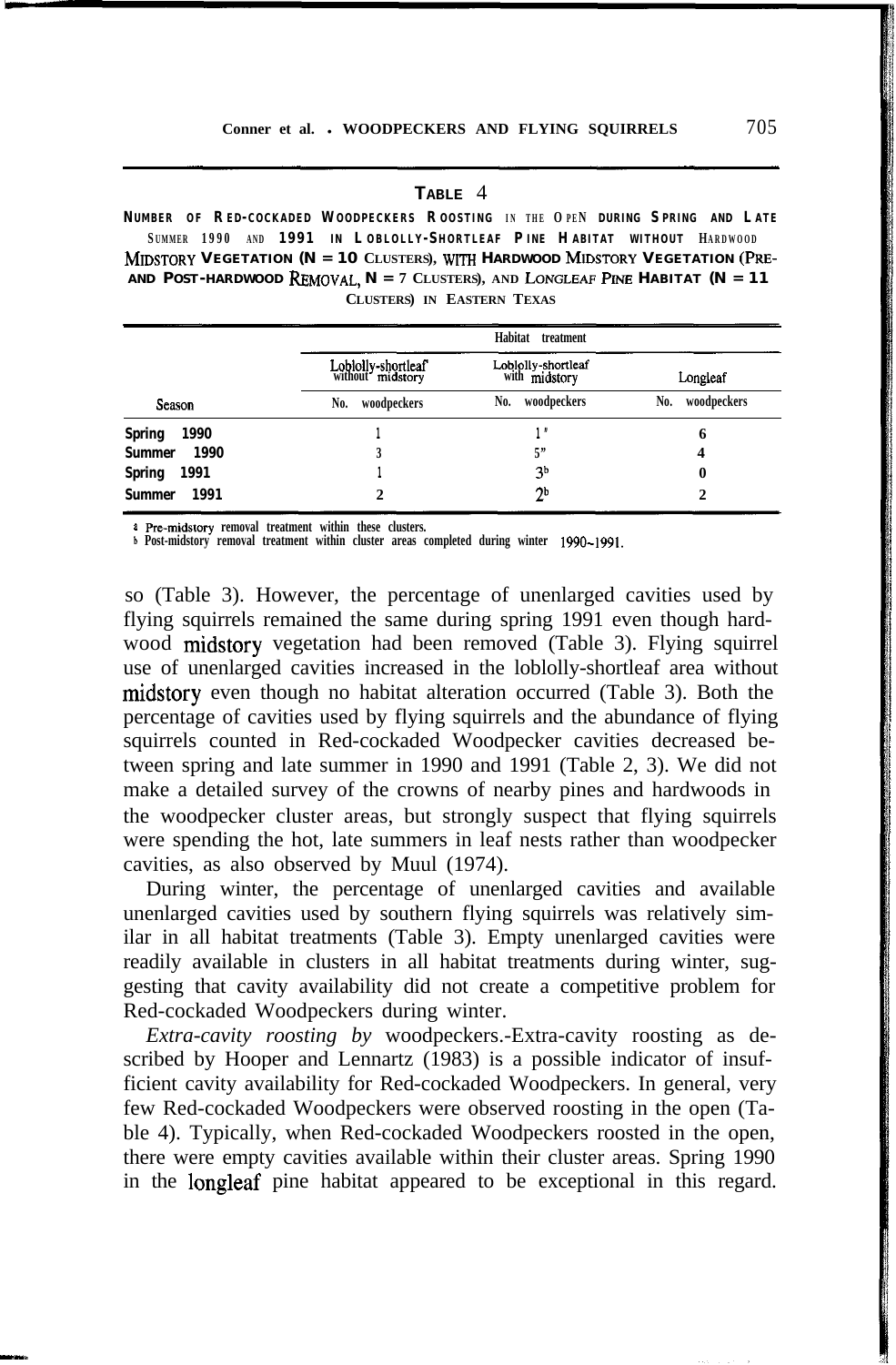**TABLE 4**

**NUMBER OF RED-COCKADED WOODPECKERS ROOSTING IN THE OPEN DURING SPRING AND LATE SUMMER 1990 AND 1991 IN LOBLOLLY-SHORTLEAF PINE HABITAT WITHOUT HARDWOOD MIDSTORY VEGETATION (N = 10 CLUSTERS), WITH HARDWOOD MIDSTORY VEGETATION (PRE- AND POST-HARDWOOD REMOVAL, N = 7 CLUSTERS), AND LONGLEAF PINE HABITAT (N = 11 CLUSTERS) IN EASTERN TEXAS**

| | Habitat treatment | | |
|---|---|---|---|
| | Loblolly-shortleaf without midstory | Loblolly-shortleaf with midstory | Longleaf |
| Season | No. woodpeckers | No. woodpeckers | No. woodpeckers |
| Spring 1990 | 1 | 1[a] | 6 |
| Summer 1990 | 3 | 5[a] | 4 |
| Spring 1991 | 1 | 3[b] | 0 |
| Summer 1991 | 2 | 2[b] | 2 |

[a] Pre-midstory removal treatment within these clusters.
[b] Post-midstory removal treatment within cluster areas completed during winter 1990-1991.

so (Table 3). However, the percentage of unenlarged cavities used by flying squirrels remained the same during spring 1991 even though hardwood midstory vegetation had been removed (Table 3). Flying squirrel use of unenlarged cavities increased in the loblolly-shortleaf area without midstory even though no habitat alteration occurred (Table 3). Both the percentage of cavities used by flying squirrels and the abundance of flying squirrels counted in Red-cockaded Woodpecker cavities decreased between spring and late summer in 1990 and 1991 (Table 2, 3). We did not make a detailed survey of the crowns of nearby pines and hardwoods in the woodpecker cluster areas, but strongly suspect that flying squirrels were spending the hot, late summers in leaf nests rather than woodpecker cavities, as also observed by Muul (1974).

During winter, the percentage of unenlarged cavities and available unenlarged cavities used by southern flying squirrels was relatively similar in all habitat treatments (Table 3). Empty unenlarged cavities were readily available in clusters in all habitat treatments during winter, suggesting that cavity availability did not create a competitive problem for Red-cockaded Woodpeckers during winter.

*Extra-cavity roosting by* woodpeckers.-Extra-cavity roosting as described by Hooper and Lennartz (1983) is a possible indicator of insufficient cavity availability for Red-cockaded Woodpeckers. In general, very few Red-cockaded Woodpeckers were observed roosting in the open (Table 4). Typically, when Red-cockaded Woodpeckers roosted in the open, there were empty cavities available within their cluster areas. Spring 1990 in the longleaf pine habitat appeared to be exceptional in this regard.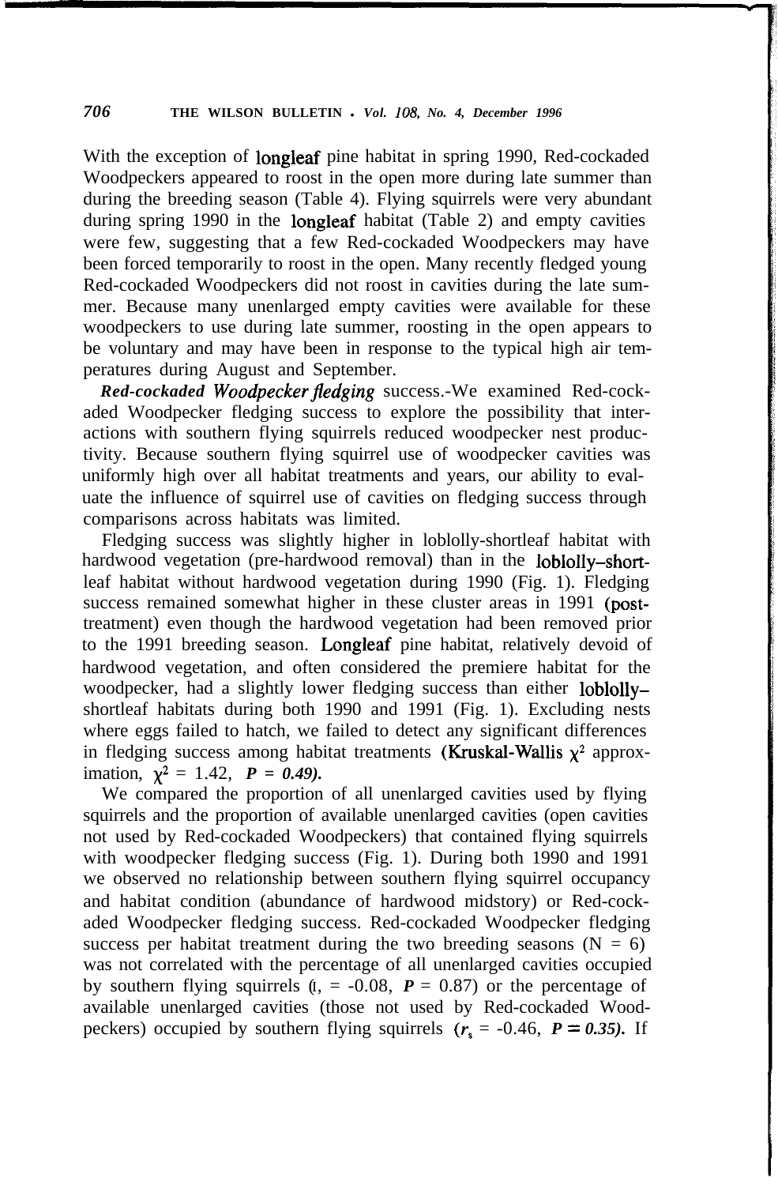With the exception of longleaf pine habitat in spring 1990, Red-cockaded Woodpeckers appeared to roost in the open more during late summer than during the breeding season (Table 4). Flying squirrels were very abundant during spring 1990 in the longleaf habitat (Table 2) and empty cavities were few, suggesting that a few Red-cockaded Woodpeckers may have been forced temporarily to roost in the open. Many recently fledged young Red-cockaded Woodpeckers did not roost in cavities during the late summer. Because many unenlarged empty cavities were available for these woodpeckers to use during late summer, roosting in the open appears to be voluntary and may have been in response to the typical high air temperatures during August and September.

***Red-cockaded Woodpecker fledging*** success.—We examined Red-cockaded Woodpecker fledging success to explore the possibility that interactions with southern flying squirrels reduced woodpecker nest productivity. Because southern flying squirrel use of woodpecker cavities was uniformly high over all habitat treatments and years, our ability to evaluate the influence of squirrel use of cavities on fledging success through comparisons across habitats was limited.

Fledging success was slightly higher in loblolly-shortleaf habitat with hardwood vegetation (pre-hardwood removal) than in the loblolly–shortleaf habitat without hardwood vegetation during 1990 (Fig. 1). Fledging success remained somewhat higher in these cluster areas in 1991 (post-treatment) even though the hardwood vegetation had been removed prior to the 1991 breeding season. Longleaf pine habitat, relatively devoid of hardwood vegetation, and often considered the premiere habitat for the woodpecker, had a slightly lower fledging success than either loblolly–shortleaf habitats during both 1990 and 1991 (Fig. 1). Excluding nests where eggs failed to hatch, we failed to detect any significant differences in fledging success among habitat treatments (Kruskal-Wallis $\chi^2$ approximation, $\chi^2 = 1.42$, $P = 0.49$).

We compared the proportion of all unenlarged cavities used by flying squirrels and the proportion of available unenlarged cavities (open cavities not used by Red-cockaded Woodpeckers) that contained flying squirrels with woodpecker fledging success (Fig. 1). During both 1990 and 1991 we observed no relationship between southern flying squirrel occupancy and habitat condition (abundance of hardwood midstory) or Red-cockaded Woodpecker fledging success. Red-cockaded Woodpecker fledging success per habitat treatment during the two breeding seasons (N = 6) was not correlated with the percentage of all unenlarged cavities occupied by southern flying squirrels ($r_s = -0.08$, $P = 0.87$) or the percentage of available unenlarged cavities (those not used by Red-cockaded Woodpeckers) occupied by southern flying squirrels ($r_s = -0.46$, $P = 0.35$). If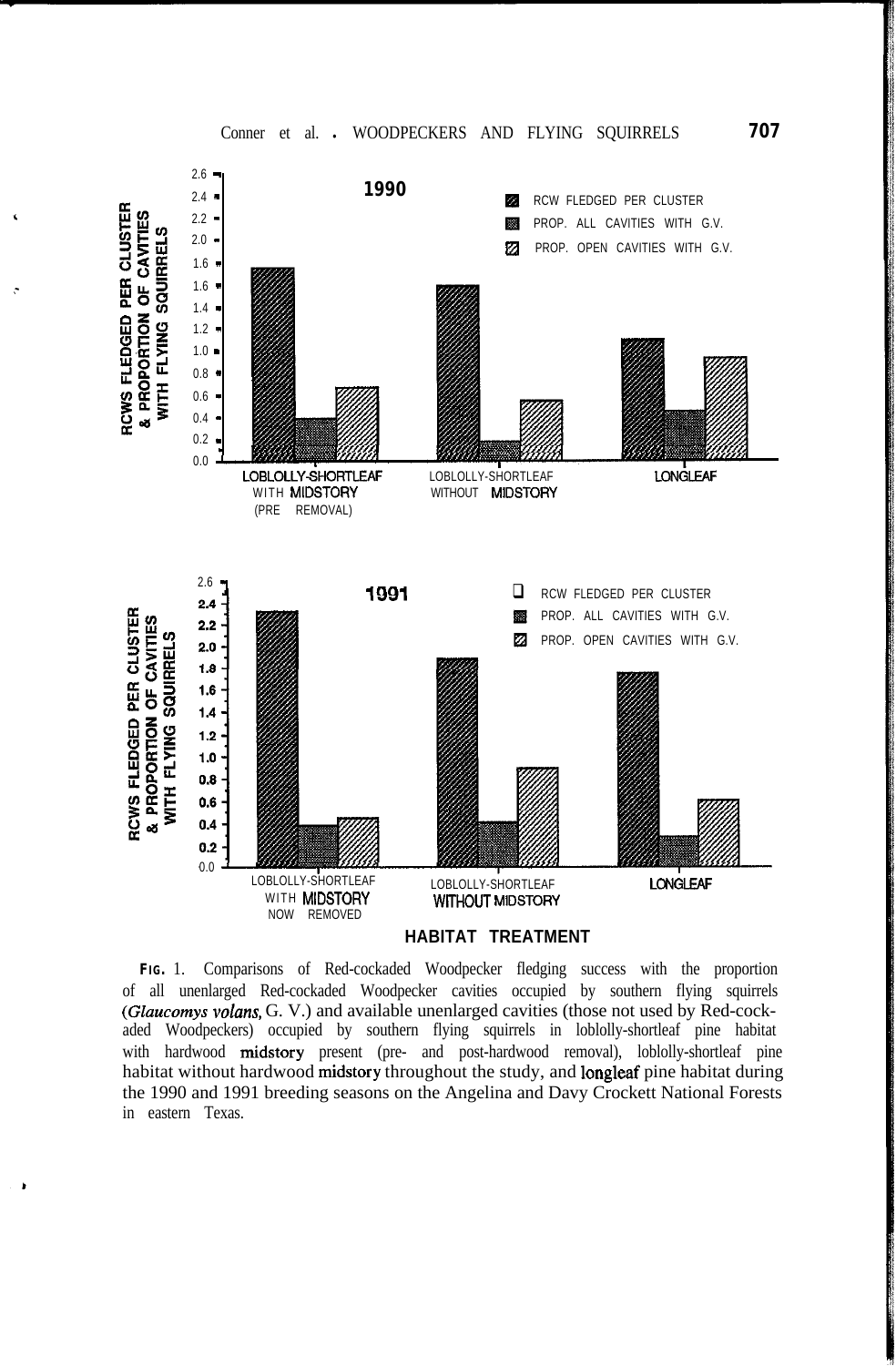**FIG. 1.** Comparisons of Red-cockaded Woodpecker fledging success with the proportion of all unenlarged Red-cockaded Woodpecker cavities occupied by southern flying squirrels (*Glaucomys volans*, G. V.) and available unenlarged cavities (those not used by Red-cockaded Woodpeckers) occupied by southern flying squirrels in loblolly-shortleaf pine habitat with hardwood midstory present (pre- and post-hardwood removal), loblolly-shortleaf pine habitat without hardwood midstory throughout the study, and longleaf pine habitat during the 1990 and 1991 breeding seasons on the Angelina and Davy Crockett National Forests in eastern Texas.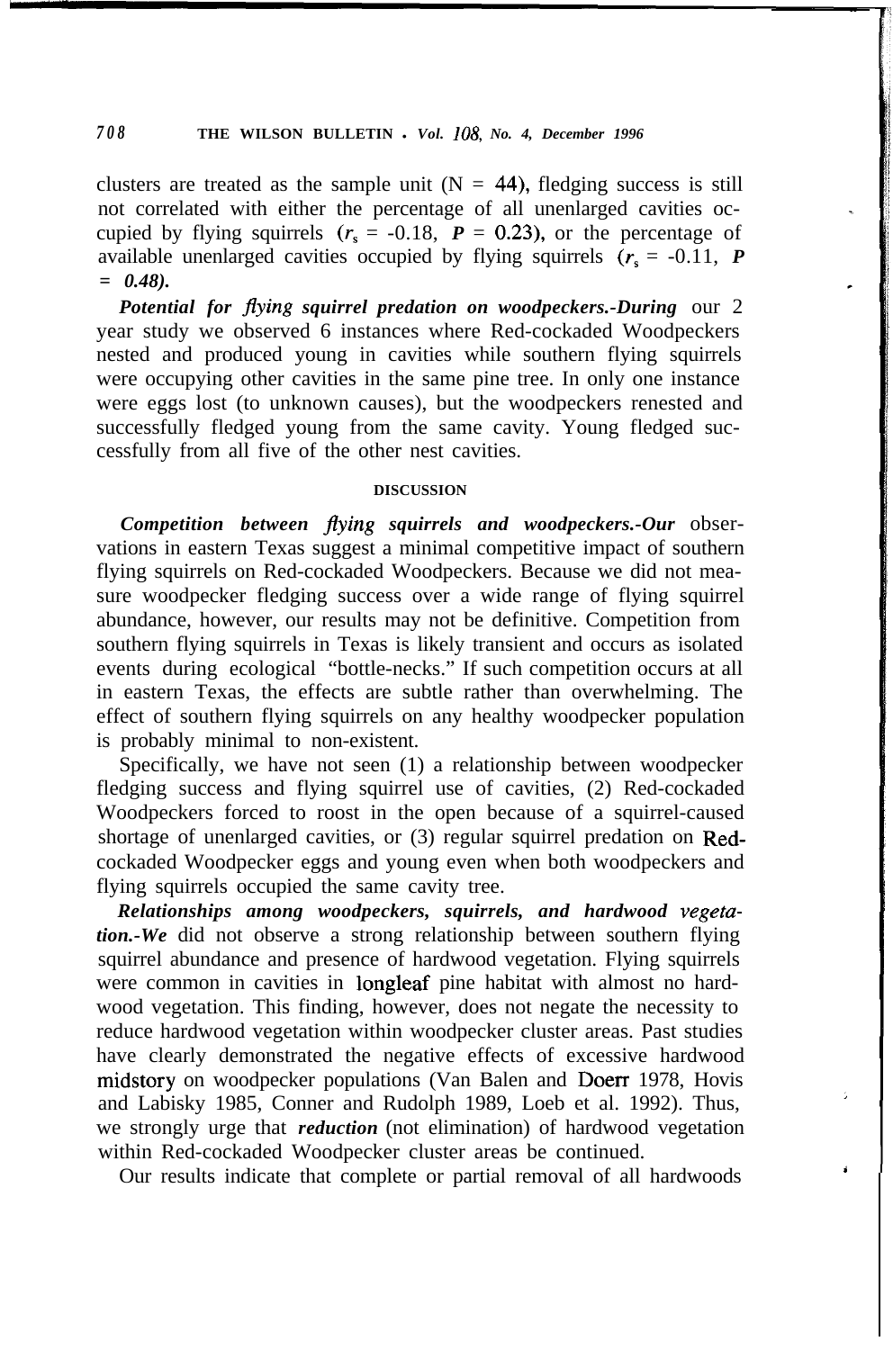clusters are treated as the sample unit (N = 44), fledging success is still not correlated with either the percentage of all unenlarged cavities occupied by flying squirrels ($r_s$ = -0.18, $P$ = 0.23), or the percentage of available unenlarged cavities occupied by flying squirrels ($r_s$ = -0.11, $P$ = 0.48).

***Potential for flying squirrel predation on woodpeckers.***—During our 2 year study we observed 6 instances where Red-cockaded Woodpeckers nested and produced young in cavities while southern flying squirrels were occupying other cavities in the same pine tree. In only one instance were eggs lost (to unknown causes), but the woodpeckers renested and successfully fledged young from the same cavity. Young fledged successfully from all five of the other nest cavities.

## DISCUSSION

***Competition between flying squirrels and woodpeckers.***—Our observations in eastern Texas suggest a minimal competitive impact of southern flying squirrels on Red-cockaded Woodpeckers. Because we did not measure woodpecker fledging success over a wide range of flying squirrel abundance, however, our results may not be definitive. Competition from southern flying squirrels in Texas is likely transient and occurs as isolated events during ecological "bottle-necks." If such competition occurs at all in eastern Texas, the effects are subtle rather than overwhelming. The effect of southern flying squirrels on any healthy woodpecker population is probably minimal to non-existent.

Specifically, we have not seen (1) a relationship between woodpecker fledging success and flying squirrel use of cavities, (2) Red-cockaded Woodpeckers forced to roost in the open because of a squirrel-caused shortage of unenlarged cavities, or (3) regular squirrel predation on Red-cockaded Woodpecker eggs and young even when both woodpeckers and flying squirrels occupied the same cavity tree.

***Relationships among woodpeckers, squirrels, and hardwood vegetation.***—We did not observe a strong relationship between southern flying squirrel abundance and presence of hardwood vegetation. Flying squirrels were common in cavities in longleaf pine habitat with almost no hardwood vegetation. This finding, however, does not negate the necessity to reduce hardwood vegetation within woodpecker cluster areas. Past studies have clearly demonstrated the negative effects of excessive hardwood midstory on woodpecker populations (Van Balen and Doerr 1978, Hovis and Labisky 1985, Conner and Rudolph 1989, Loeb et al. 1992). Thus, we strongly urge that ***reduction*** (not elimination) of hardwood vegetation within Red-cockaded Woodpecker cluster areas be continued.

Our results indicate that complete or partial removal of all hardwoods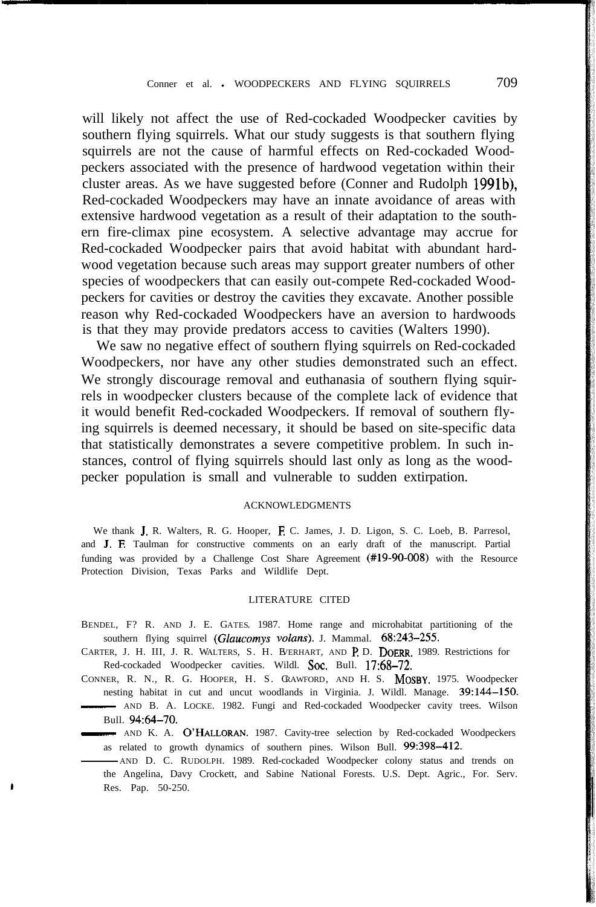will likely not affect the use of Red-cockaded Woodpecker cavities by southern flying squirrels. What our study suggests is that southern flying squirrels are not the cause of harmful effects on Red-cockaded Woodpeckers associated with the presence of hardwood vegetation within their cluster areas. As we have suggested before (Conner and Rudolph 1991b), Red-cockaded Woodpeckers may have an innate avoidance of areas with extensive hardwood vegetation as a result of their adaptation to the southern fire-climax pine ecosystem. A selective advantage may accrue for Red-cockaded Woodpecker pairs that avoid habitat with abundant hardwood vegetation because such areas may support greater numbers of other species of woodpeckers that can easily out-compete Red-cockaded Woodpeckers for cavities or destroy the cavities they excavate. Another possible reason why Red-cockaded Woodpeckers have an aversion to hardwoods is that they may provide predators access to cavities (Walters 1990).

We saw no negative effect of southern flying squirrels on Red-cockaded Woodpeckers, nor have any other studies demonstrated such an effect. We strongly discourage removal and euthanasia of southern flying squirrels in woodpecker clusters because of the complete lack of evidence that it would benefit Red-cockaded Woodpeckers. If removal of southern flying squirrels is deemed necessary, it should be based on site-specific data that statistically demonstrates a severe competitive problem. In such instances, control of flying squirrels should last only as long as the woodpecker population is small and vulnerable to sudden extirpation.

## ACKNOWLEDGMENTS

We thank J. R. Walters, R. G. Hooper, F. C. James, J. D. Ligon, S. C. Loeb, B. Parresol, and J. F. Taulman for constructive comments on an early draft of the manuscript. Partial funding was provided by a Challenge Cost Share Agreement (#19-90-008) with the Resource Protection Division, Texas Parks and Wildlife Dept.

## LITERATURE CITED

BENDEL, P. R. AND J. E. GATES. 1987. Home range and microhabitat partitioning of the southern flying squirrel (*Glaucomys volans*). J. Mammal. 68:243–255.

CARTER, J. H. III, J. R. WALTERS, S. H. EVERHART, AND P. D. DOERR. 1989. Restrictions for Red-cockaded Woodpecker cavities. Wildl. Soc. Bull. 17:68–72.

CONNER, R. N., R. G. HOOPER, H. S. CRAWFORD, AND H. S. MOSBY. 1975. Woodpecker nesting habitat in cut and uncut woodlands in Virginia. J. Wildl. Manage. 39:144–150.

——— AND B. A. LOCKE. 1982. Fungi and Red-cockaded Woodpecker cavity trees. Wilson Bull. 94:64–70.

——— AND K. A. O'HALLORAN. 1987. Cavity-tree selection by Red-cockaded Woodpeckers as related to growth dynamics of southern pines. Wilson Bull. 99:398–412.

——— AND D. C. RUDOLPH. 1989. Red-cockaded Woodpecker colony status and trends on the Angelina, Davy Crockett, and Sabine National Forests. U.S. Dept. Agric., For. Serv. Res. Pap. 50-250.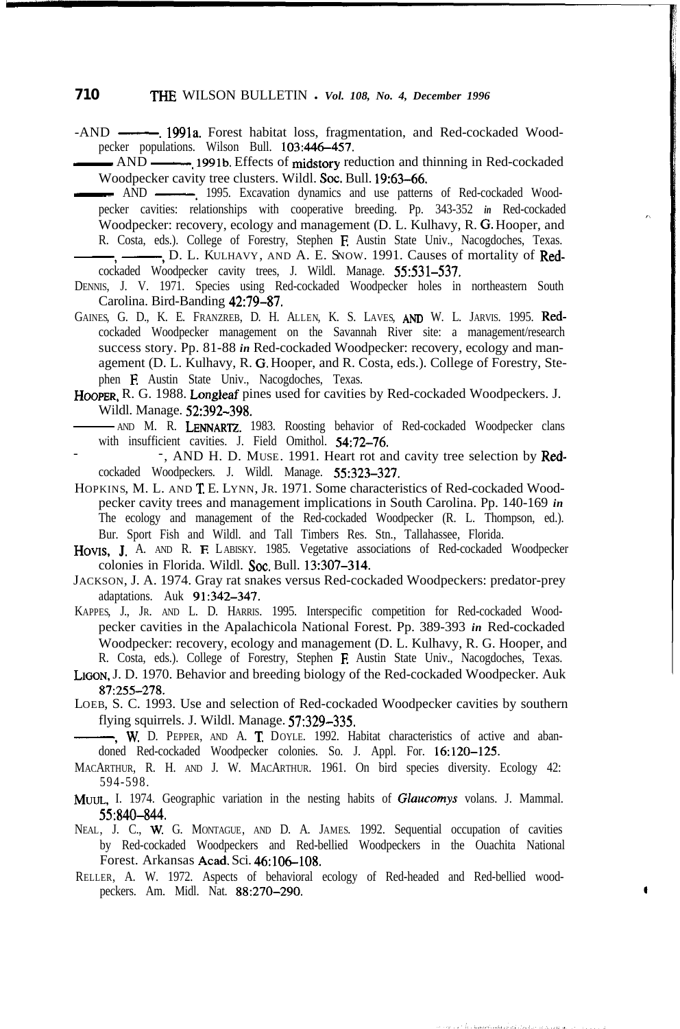-AND ———. 1991a. Forest habitat loss, fragmentation, and Red-cockaded Woodpecker populations. Wilson Bull. 103:446–457.

——— AND ———. 1991b. Effects of midstory reduction and thinning in Red-cockaded Woodpecker cavity tree clusters. Wildl. Soc. Bull. 19:63–66.

——— AND ———. 1995. Excavation dynamics and use patterns of Red-cockaded Woodpecker cavities: relationships with cooperative breeding. Pp. 343-352 *in* Red-cockaded Woodpecker: recovery, ecology and management (D. L. Kulhavy, R. G. Hooper, and R. Costa, eds.). College of Forestry, Stephen F. Austin State Univ., Nacogdoches, Texas.

———, ———, D. L. KULHAVY, AND A. E. SNOW. 1991. Causes of mortality of Red-cockaded Woodpecker cavity trees, J. Wildl. Manage. 55:531–537.

DENNIS, J. V. 1971. Species using Red-cockaded Woodpecker holes in northeastern South Carolina. Bird-Banding 42:79–87.

GAINES, G. D., K. E. FRANZREB, D. H. ALLEN, K. S. LAVES, AND W. L. JARVIS. 1995. Red-cockaded Woodpecker management on the Savannah River site: a management/research success story. Pp. 81-88 *in* Red-cockaded Woodpecker: recovery, ecology and management (D. L. Kulhavy, R. G. Hooper, and R. Costa, eds.). College of Forestry, Stephen F. Austin State Univ., Nacogdoches, Texas.

HOOPER, R. G. 1988. Longleaf pines used for cavities by Red-cockaded Woodpeckers. J. Wildl. Manage. 52:392–398.

——— AND M. R. LENNARTZ. 1983. Roosting behavior of Red-cockaded Woodpecker clans with insufficient cavities. J. Field Ornithol. 54:72–76.

———, ———, AND H. D. MUSE. 1991. Heart rot and cavity tree selection by Red-cockaded Woodpeckers. J. Wildl. Manage. 55:323–327.

HOPKINS, M. L. AND T. E. LYNN, JR. 1971. Some characteristics of Red-cockaded Woodpecker cavity trees and management implications in South Carolina. Pp. 140-169 *in* The ecology and management of the Red-cockaded Woodpecker (R. L. Thompson, ed.). Bur. Sport Fish and Wildl. and Tall Timbers Res. Stn., Tallahassee, Florida.

HOVIS, J. A. AND R. F. LABISKY. 1985. Vegetative associations of Red-cockaded Woodpecker colonies in Florida. Wildl. Soc. Bull. 13:307–314.

JACKSON, J. A. 1974. Gray rat snakes versus Red-cockaded Woodpeckers: predator-prey adaptations. Auk 91:342–347.

KAPPES, J., JR. AND L. D. HARRIS. 1995. Interspecific competition for Red-cockaded Woodpecker cavities in the Apalachicola National Forest. Pp. 389-393 *in* Red-cockaded Woodpecker: recovery, ecology and management (D. L. Kulhavy, R. G. Hooper, and R. Costa, eds.). College of Forestry, Stephen F. Austin State Univ., Nacogdoches, Texas.

LIGON, J. D. 1970. Behavior and breeding biology of the Red-cockaded Woodpecker. Auk 87:255–278.

LOEB, S. C. 1993. Use and selection of Red-cockaded Woodpecker cavities by southern flying squirrels. J. Wildl. Manage. 57:329–335.

———, W. D. PEPPER, AND A. T. DOYLE. 1992. Habitat characteristics of active and abandoned Red-cockaded Woodpecker colonies. So. J. Appl. For. 16:120–125.

MACARTHUR, R. H. AND J. W. MACARTHUR. 1961. On bird species diversity. Ecology 42: 594-598.

MUUL, I. 1974. Geographic variation in the nesting habits of *Glaucomys* volans. J. Mammal. 55:840–844.

NEAL, J. C., W. G. MONTAGUE, AND D. A. JAMES. 1992. Sequential occupation of cavities by Red-cockaded Woodpeckers and Red-bellied Woodpeckers in the Ouachita National Forest. Arkansas Acad. Sci. 46:106–108.

RELLER, A. W. 1972. Aspects of behavioral ecology of Red-headed and Red-bellied woodpeckers. Am. Midl. Nat. 88:270–290.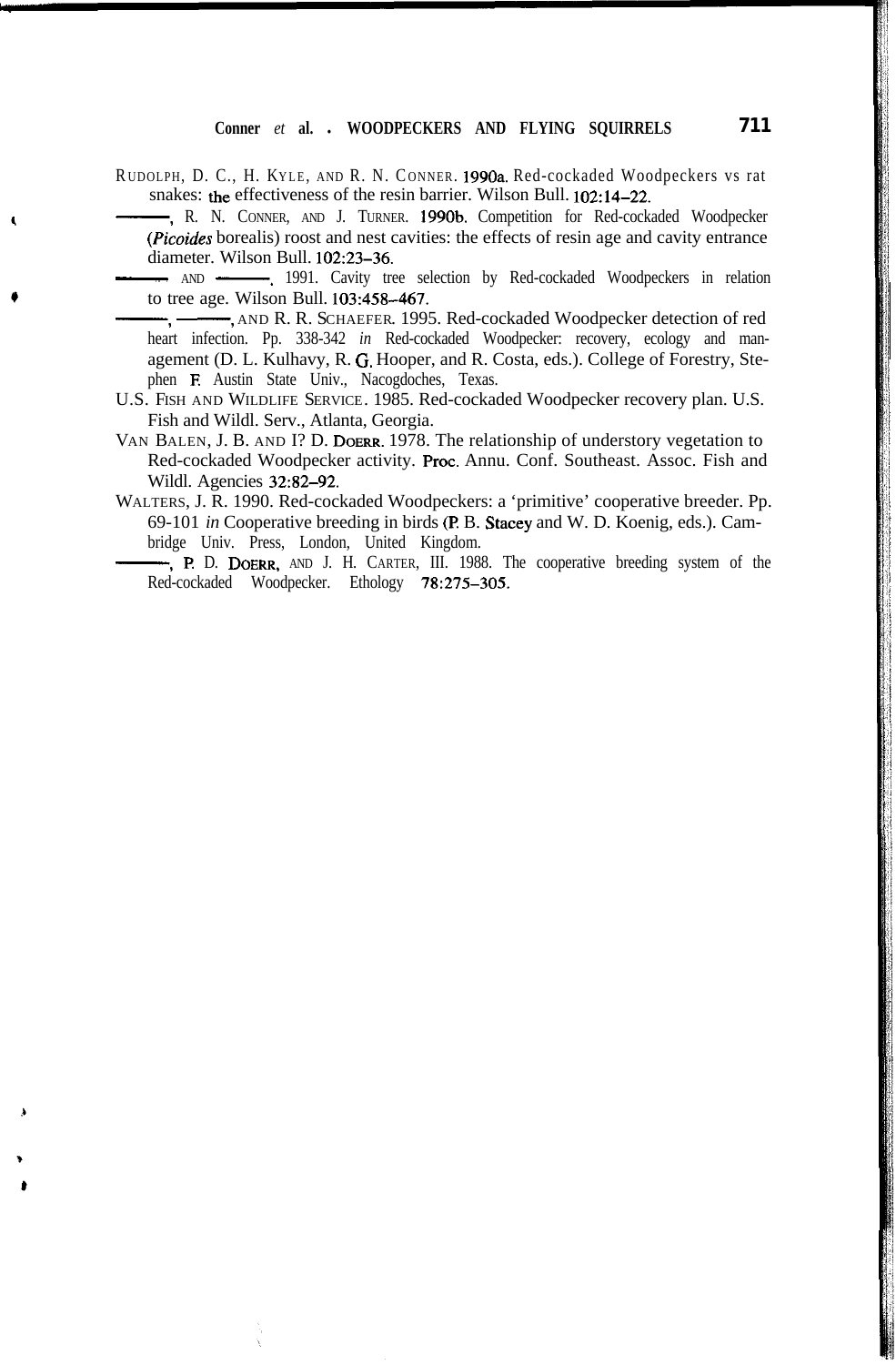RUDOLPH, D. C., H. KYLE, AND R. N. CONNER. 1990a. Red-cockaded Woodpeckers vs rat snakes: the effectiveness of the resin barrier. Wilson Bull. 102:14–22.

———, R. N. CONNER, AND J. TURNER. 1990b. Competition for Red-cockaded Woodpecker (*Picoides* borealis) roost and nest cavities: the effects of resin age and cavity entrance diameter. Wilson Bull. 102:23–36.

———, AND ———. 1991. Cavity tree selection by Red-cockaded Woodpeckers in relation to tree age. Wilson Bull. 103:458–467.

———, ———, AND R. R. SCHAEFER. 1995. Red-cockaded Woodpecker detection of red heart infection. Pp. 338-342 *in* Red-cockaded Woodpecker: recovery, ecology and management (D. L. Kulhavy, R. G. Hooper, and R. Costa, eds.). College of Forestry, Stephen F. Austin State Univ., Nacogdoches, Texas.

U.S. FISH AND WILDLIFE SERVICE. 1985. Red-cockaded Woodpecker recovery plan. U.S. Fish and Wildl. Serv., Atlanta, Georgia.

VAN BALEN, J. B. AND I? D. DOERR. 1978. The relationship of understory vegetation to Red-cockaded Woodpecker activity. Proc. Annu. Conf. Southeast. Assoc. Fish and Wildl. Agencies 32:82–92.

WALTERS, J. R. 1990. Red-cockaded Woodpeckers: a 'primitive' cooperative breeder. Pp. 69-101 *in* Cooperative breeding in birds (P. B. Stacey and W. D. Koenig, eds.). Cambridge Univ. Press, London, United Kingdom.

———, P. D. DOERR, AND J. H. CARTER, III. 1988. The cooperative breeding system of the Red-cockaded Woodpecker. Ethology 78:275–305.